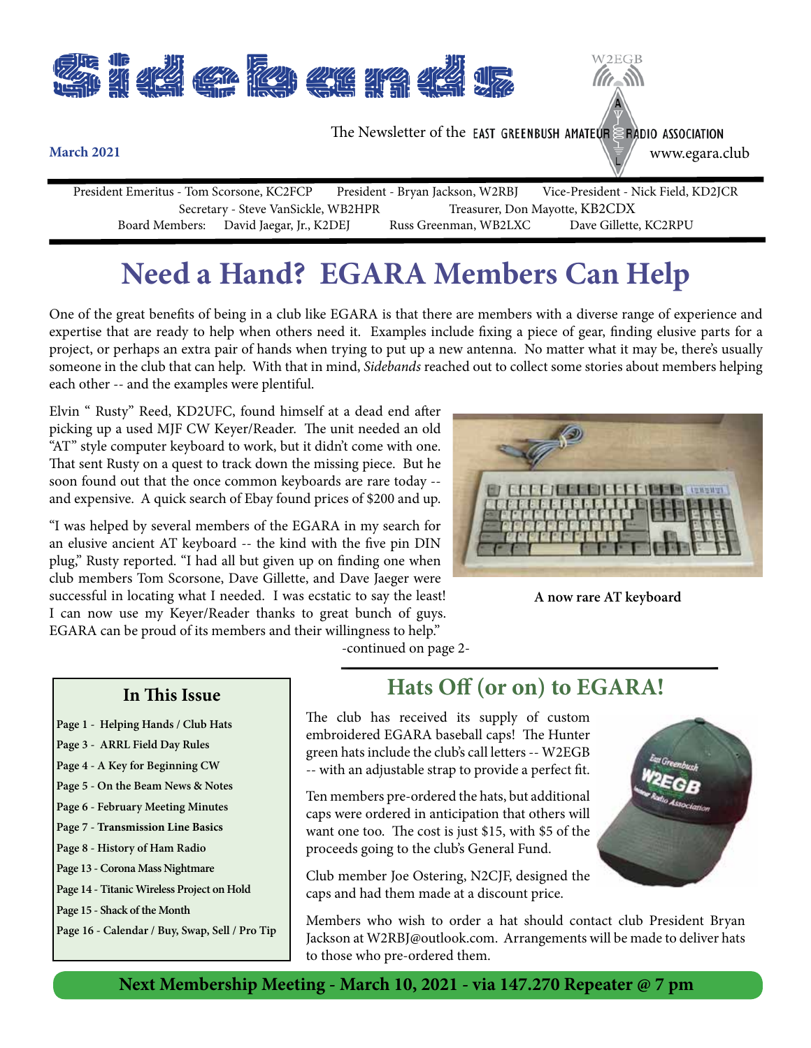# Sidebands

The Newsletter of the EAST GREENBUSH AMATEUR RADIO ASSOCIATION

**March 2021**

www.egara.club

President Emeritus - Tom Scorsone, KC2FCP   President - Bryan Jackson, W2RBJ   Vice-President - Nick Field, KD2JCR
Secretary - Steve VanSickle, WB2HPR   Treasurer, Don Mayotte, KB2CDX
Board Members: David Jaegar, Jr., K2DEJ   Russ Greenman, WB2LXC   Dave Gillette, KC2RPU

# Need a Hand? EGARA Members Can Help

One of the great benefits of being in a club like EGARA is that there are members with a diverse range of experience and expertise that are ready to help when others need it. Examples include fixing a piece of gear, finding elusive parts for a project, or perhaps an extra pair of hands when trying to put up a new antenna. No matter what it may be, there's usually someone in the club that can help. With that in mind, *Sidebands* reached out to collect some stories about members helping each other -- and the examples were plentiful.

Elvin " Rusty" Reed, KD2UFC, found himself at a dead end after picking up a used MJF CW Keyer/Reader. The unit needed an old "AT" style computer keyboard to work, but it didn't come with one. That sent Rusty on a quest to track down the missing piece. But he soon found out that the once common keyboards are rare today -- and expensive. A quick search of Ebay found prices of $200 and up.

"I was helped by several members of the EGARA in my search for an elusive ancient AT keyboard -- the kind with the five pin DIN plug," Rusty reported. "I had all but given up on finding one when club members Tom Scorsone, Dave Gillette, and Dave Jaeger were successful in locating what I needed. I was ecstatic to say the least! I can now use my Keyer/Reader thanks to great bunch of guys. EGARA can be proud of its members and their willingness to help."

**A now rare AT keyboard**

-continued on page 2-

## In This Issue

- **Page 1 - Helping Hands / Club Hats**
- **Page 3 - ARRL Field Day Rules**
- **Page 4 - A Key for Beginning CW**
- **Page 5 - On the Beam News & Notes**
- **Page 6 - February Meeting Minutes**
- **Page 7 - Transmission Line Basics**
- **Page 8 - History of Ham Radio**
- **Page 13 - Corona Mass Nightmare**
- **Page 14 - Titanic Wireless Project on Hold**
- **Page 15 - Shack of the Month**
- **Page 16 - Calendar / Buy, Swap, Sell / Pro Tip**

## Hats Off (or on) to EGARA!

The club has received its supply of custom embroidered EGARA baseball caps! The Hunter green hats include the club's call letters -- W2EGB -- with an adjustable strap to provide a perfect fit.

Ten members pre-ordered the hats, but additional caps were ordered in anticipation that others will want one too. The cost is just $15, with $5 of the proceeds going to the club's General Fund.

Club member Joe Ostering, N2CJF, designed the caps and had them made at a discount price.

Members who wish to order a hat should contact club President Bryan Jackson at W2RBJ@outlook.com. Arrangements will be made to deliver hats to those who pre-ordered them.

**Next Membership Meeting - March 10, 2021 - via 147.270 Repeater @ 7 pm**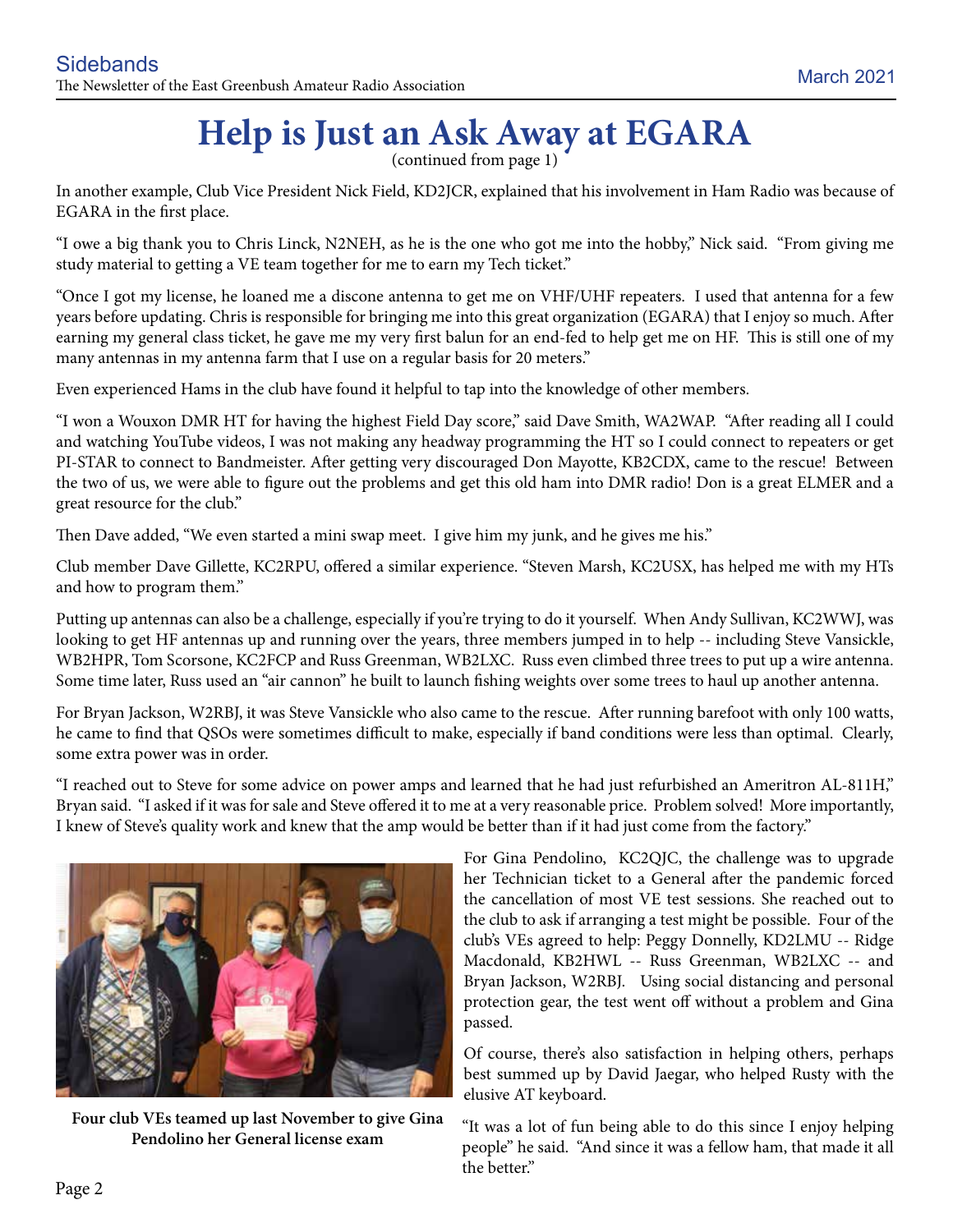# Help is Just an Ask Away at EGARA

(continued from page 1)

In another example, Club Vice President Nick Field, KD2JCR, explained that his involvement in Ham Radio was because of EGARA in the first place.

"I owe a big thank you to Chris Linck, N2NEH, as he is the one who got me into the hobby," Nick said. "From giving me study material to getting a VE team together for me to earn my Tech ticket."

"Once I got my license, he loaned me a discone antenna to get me on VHF/UHF repeaters. I used that antenna for a few years before updating. Chris is responsible for bringing me into this great organization (EGARA) that I enjoy so much. After earning my general class ticket, he gave me my very first balun for an end-fed to help get me on HF. This is still one of my many antennas in my antenna farm that I use on a regular basis for 20 meters."

Even experienced Hams in the club have found it helpful to tap into the knowledge of other members.

"I won a Wouxon DMR HT for having the highest Field Day score," said Dave Smith, WA2WAP. "After reading all I could and watching YouTube videos, I was not making any headway programming the HT so I could connect to repeaters or get PI-STAR to connect to Bandmeister. After getting very discouraged Don Mayotte, KB2CDX, came to the rescue! Between the two of us, we were able to figure out the problems and get this old ham into DMR radio! Don is a great ELMER and a great resource for the club."

Then Dave added, "We even started a mini swap meet. I give him my junk, and he gives me his."

Club member Dave Gillette, KC2RPU, offered a similar experience. "Steven Marsh, KC2USX, has helped me with my HTs and how to program them."

Putting up antennas can also be a challenge, especially if you're trying to do it yourself. When Andy Sullivan, KC2WWJ, was looking to get HF antennas up and running over the years, three members jumped in to help -- including Steve Vansickle, WB2HPR, Tom Scorsone, KC2FCP and Russ Greenman, WB2LXC. Russ even climbed three trees to put up a wire antenna. Some time later, Russ used an "air cannon" he built to launch fishing weights over some trees to haul up another antenna.

For Bryan Jackson, W2RBJ, it was Steve Vansickle who also came to the rescue. After running barefoot with only 100 watts, he came to find that QSOs were sometimes difficult to make, especially if band conditions were less than optimal. Clearly, some extra power was in order.

"I reached out to Steve for some advice on power amps and learned that he had just refurbished an Ameritron AL-811H," Bryan said. "I asked if it was for sale and Steve offered it to me at a very reasonable price. Problem solved! More importantly, I knew of Steve's quality work and knew that the amp would be better than if it had just come from the factory."

**Four club VEs teamed up last November to give Gina Pendolino her General license exam**

For Gina Pendolino, KC2QJC, the challenge was to upgrade her Technician ticket to a General after the pandemic forced the cancellation of most VE test sessions. She reached out to the club to ask if arranging a test might be possible. Four of the club's VEs agreed to help: Peggy Donnelly, KD2LMU -- Ridge Macdonald, KB2HWL -- Russ Greenman, WB2LXC -- and Bryan Jackson, W2RBJ. Using social distancing and personal protection gear, the test went off without a problem and Gina passed.

Of course, there's also satisfaction in helping others, perhaps best summed up by David Jaegar, who helped Rusty with the elusive AT keyboard.

"It was a lot of fun being able to do this since I enjoy helping people" he said. "And since it was a fellow ham, that made it all the better."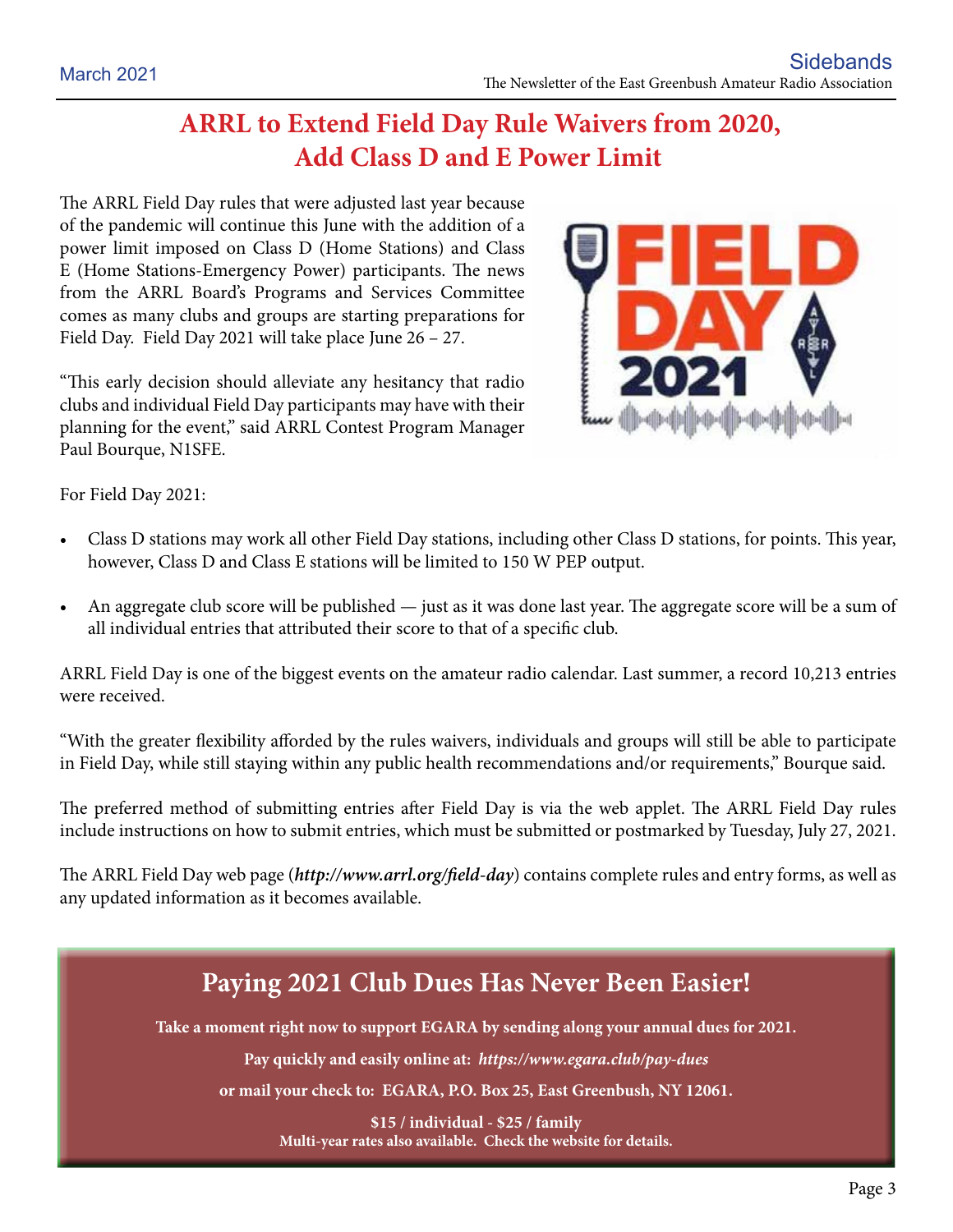# ARRL to Extend Field Day Rule Waivers from 2020, Add Class D and E Power Limit

The ARRL Field Day rules that were adjusted last year because of the pandemic will continue this June with the addition of a power limit imposed on Class D (Home Stations) and Class E (Home Stations-Emergency Power) participants. The news from the ARRL Board's Programs and Services Committee comes as many clubs and groups are starting preparations for Field Day. Field Day 2021 will take place June 26 – 27.

"This early decision should alleviate any hesitancy that radio clubs and individual Field Day participants may have with their planning for the event," said ARRL Contest Program Manager Paul Bourque, N1SFE.

For Field Day 2021:

- Class D stations may work all other Field Day stations, including other Class D stations, for points. This year, however, Class D and Class E stations will be limited to 150 W PEP output.
- An aggregate club score will be published — just as it was done last year. The aggregate score will be a sum of all individual entries that attributed their score to that of a specific club.

ARRL Field Day is one of the biggest events on the amateur radio calendar. Last summer, a record 10,213 entries were received.

"With the greater flexibility afforded by the rules waivers, individuals and groups will still be able to participate in Field Day, while still staying within any public health recommendations and/or requirements," Bourque said.

The preferred method of submitting entries after Field Day is via the web applet. The ARRL Field Day rules include instructions on how to submit entries, which must be submitted or postmarked by Tuesday, July 27, 2021.

The ARRL Field Day web page (***http://www.arrl.org/field-day***) contains complete rules and entry forms, as well as any updated information as it becomes available.

## Paying 2021 Club Dues Has Never Been Easier!

**Take a moment right now to support EGARA by sending along your annual dues for 2021.**

**Pay quickly and easily online at: *https://www.egara.club/pay-dues***

**or mail your check to: EGARA, P.O. Box 25, East Greenbush, NY 12061.**

**$15 / individual - $25 / family**
**Multi-year rates also available. Check the website for details.**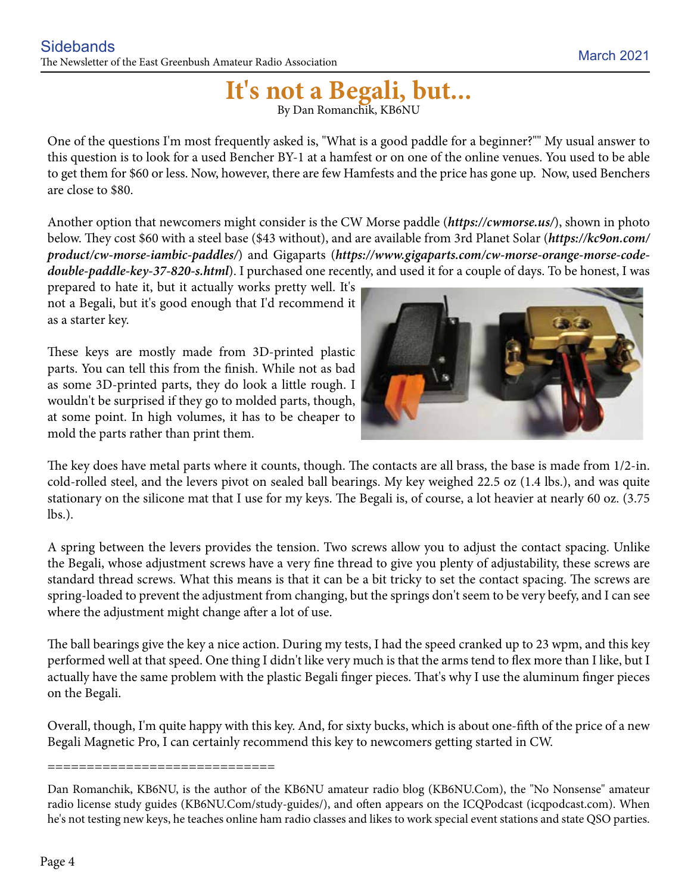# It's not a Begali, but...

By Dan Romanchik, KB6NU

One of the questions I'm most frequently asked is, "What is a good paddle for a beginner?"" My usual answer to this question is to look for a used Bencher BY-1 at a hamfest or on one of the online venues. You used to be able to get them for $60 or less. Now, however, there are few Hamfests and the price has gone up. Now, used Benchers are close to $80.

Another option that newcomers might consider is the CW Morse paddle (***https://cwmorse.us/***), shown in photo below. They cost $60 with a steel base ($43 without), and are available from 3rd Planet Solar (***https://kc9on.com/product/cw-morse-iambic-paddles/***) and Gigaparts (***https://www.gigaparts.com/cw-morse-orange-morse-code-double-paddle-key-37-820-s.html***). I purchased one recently, and used it for a couple of days. To be honest, I was prepared to hate it, but it actually works pretty well. It's not a Begali, but it's good enough that I'd recommend it as a starter key.

These keys are mostly made from 3D-printed plastic parts. You can tell this from the finish. While not as bad as some 3D-printed parts, they do look a little rough. I wouldn't be surprised if they go to molded parts, though, at some point. In high volumes, it has to be cheaper to mold the parts rather than print them.

The key does have metal parts where it counts, though. The contacts are all brass, the base is made from 1/2-in. cold-rolled steel, and the levers pivot on sealed ball bearings. My key weighed 22.5 oz (1.4 lbs.), and was quite stationary on the silicone mat that I use for my keys. The Begali is, of course, a lot heavier at nearly 60 oz. (3.75 lbs.).

A spring between the levers provides the tension. Two screws allow you to adjust the contact spacing. Unlike the Begali, whose adjustment screws have a very fine thread to give you plenty of adjustability, these screws are standard thread screws. What this means is that it can be a bit tricky to set the contact spacing. The screws are spring-loaded to prevent the adjustment from changing, but the springs don't seem to be very beefy, and I can see where the adjustment might change after a lot of use.

The ball bearings give the key a nice action. During my tests, I had the speed cranked up to 23 wpm, and this key performed well at that speed. One thing I didn't like very much is that the arms tend to flex more than I like, but I actually have the same problem with the plastic Begali finger pieces. That's why I use the aluminum finger pieces on the Begali.

Overall, though, I'm quite happy with this key. And, for sixty bucks, which is about one-fifth of the price of a new Begali Magnetic Pro, I can certainly recommend this key to newcomers getting started in CW.

=============================

Dan Romanchik, KB6NU, is the author of the KB6NU amateur radio blog (KB6NU.Com), the "No Nonsense" amateur radio license study guides (KB6NU.Com/study-guides/), and often appears on the ICQPodcast (icqpodcast.com). When he's not testing new keys, he teaches online ham radio classes and likes to work special event stations and state QSO parties.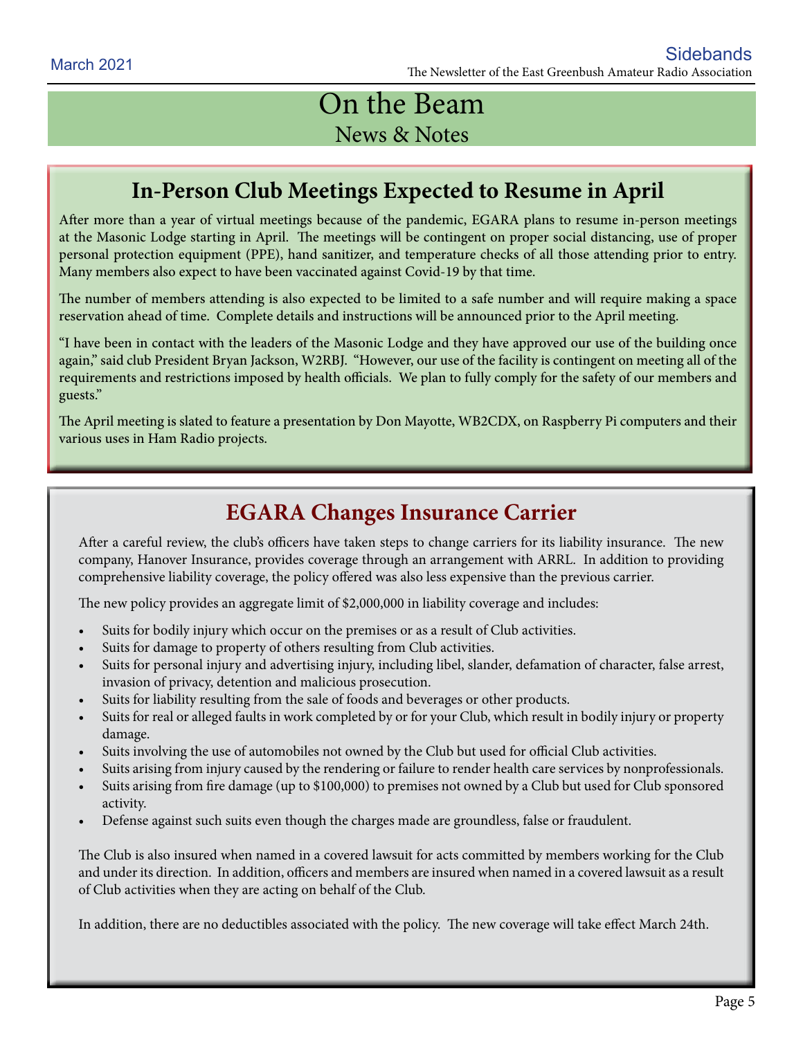# On the Beam

## News & Notes

## In-Person Club Meetings Expected to Resume in April

After more than a year of virtual meetings because of the pandemic, EGARA plans to resume in-person meetings at the Masonic Lodge starting in April. The meetings will be contingent on proper social distancing, use of proper personal protection equipment (PPE), hand sanitizer, and temperature checks of all those attending prior to entry. Many members also expect to have been vaccinated against Covid-19 by that time.

The number of members attending is also expected to be limited to a safe number and will require making a space reservation ahead of time. Complete details and instructions will be announced prior to the April meeting.

"I have been in contact with the leaders of the Masonic Lodge and they have approved our use of the building once again," said club President Bryan Jackson, W2RBJ. "However, our use of the facility is contingent on meeting all of the requirements and restrictions imposed by health officials. We plan to fully comply for the safety of our members and guests."

The April meeting is slated to feature a presentation by Don Mayotte, WB2CDX, on Raspberry Pi computers and their various uses in Ham Radio projects.

## EGARA Changes Insurance Carrier

After a careful review, the club's officers have taken steps to change carriers for its liability insurance. The new company, Hanover Insurance, provides coverage through an arrangement with ARRL. In addition to providing comprehensive liability coverage, the policy offered was also less expensive than the previous carrier.

The new policy provides an aggregate limit of $2,000,000 in liability coverage and includes:

- Suits for bodily injury which occur on the premises or as a result of Club activities.
- Suits for damage to property of others resulting from Club activities.
- Suits for personal injury and advertising injury, including libel, slander, defamation of character, false arrest, invasion of privacy, detention and malicious prosecution.
- Suits for liability resulting from the sale of foods and beverages or other products.
- Suits for real or alleged faults in work completed by or for your Club, which result in bodily injury or property damage.
- Suits involving the use of automobiles not owned by the Club but used for official Club activities.
- Suits arising from injury caused by the rendering or failure to render health care services by nonprofessionals.
- Suits arising from fire damage (up to $100,000) to premises not owned by a Club but used for Club sponsored activity.
- Defense against such suits even though the charges made are groundless, false or fraudulent.

The Club is also insured when named in a covered lawsuit for acts committed by members working for the Club and under its direction. In addition, officers and members are insured when named in a covered lawsuit as a result of Club activities when they are acting on behalf of the Club.

In addition, there are no deductibles associated with the policy. The new coverage will take effect March 24th.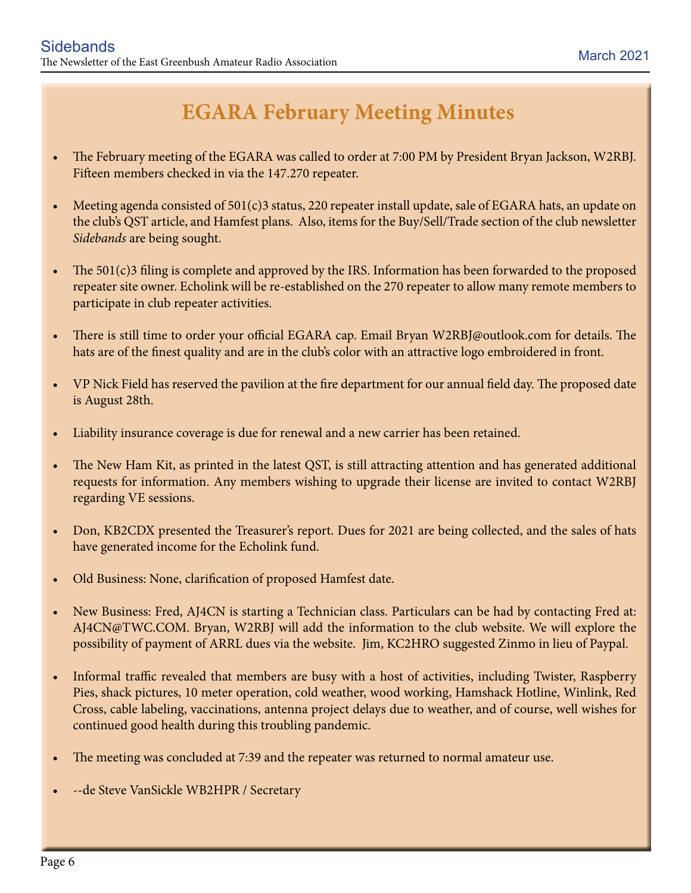# EGARA February Meeting Minutes

- The February meeting of the EGARA was called to order at 7:00 PM by President Bryan Jackson, W2RBJ. Fifteen members checked in via the 147.270 repeater.
- Meeting agenda consisted of 501(c)3 status, 220 repeater install update, sale of EGARA hats, an update on the club's QST article, and Hamfest plans. Also, items for the Buy/Sell/Trade section of the club newsletter *Sidebands* are being sought.
- The 501(c)3 filing is complete and approved by the IRS. Information has been forwarded to the proposed repeater site owner. Echolink will be re-established on the 270 repeater to allow many remote members to participate in club repeater activities.
- There is still time to order your official EGARA cap. Email Bryan W2RBJ@outlook.com for details. The hats are of the finest quality and are in the club's color with an attractive logo embroidered in front.
- VP Nick Field has reserved the pavilion at the fire department for our annual field day. The proposed date is August 28th.
- Liability insurance coverage is due for renewal and a new carrier has been retained.
- The New Ham Kit, as printed in the latest QST, is still attracting attention and has generated additional requests for information. Any members wishing to upgrade their license are invited to contact W2RBJ regarding VE sessions.
- Don, KB2CDX presented the Treasurer's report. Dues for 2021 are being collected, and the sales of hats have generated income for the Echolink fund.
- Old Business: None, clarification of proposed Hamfest date.
- New Business: Fred, AJ4CN is starting a Technician class. Particulars can be had by contacting Fred at: AJ4CN@TWC.COM. Bryan, W2RBJ will add the information to the club website. We will explore the possibility of payment of ARRL dues via the website. Jim, KC2HRO suggested Zinmo in lieu of Paypal.
- Informal traffic revealed that members are busy with a host of activities, including Twister, Raspberry Pies, shack pictures, 10 meter operation, cold weather, wood working, Hamshack Hotline, Winlink, Red Cross, cable labeling, vaccinations, antenna project delays due to weather, and of course, well wishes for continued good health during this troubling pandemic.
- The meeting was concluded at 7:39 and the repeater was returned to normal amateur use.
- --de Steve VanSickle WB2HPR / Secretary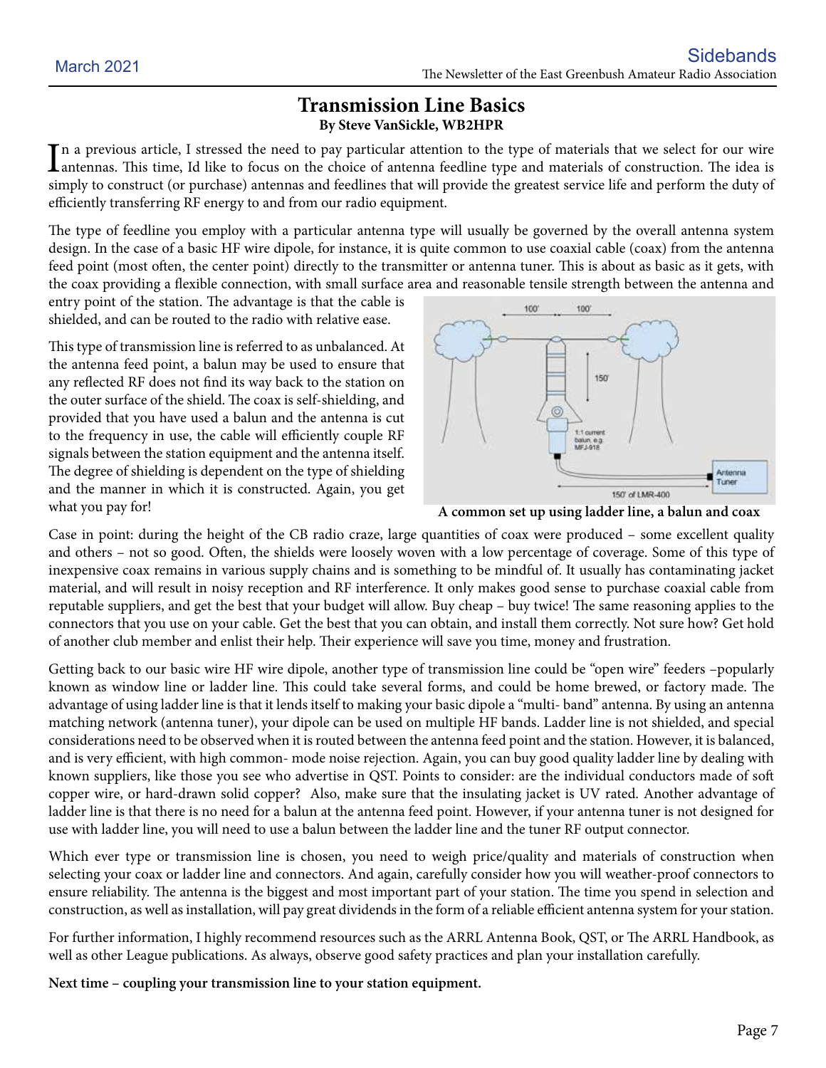# Transmission Line Basics

**By Steve VanSickle, WB2HPR**

In a previous article, I stressed the need to pay particular attention to the type of materials that we select for our wire antennas. This time, Id like to focus on the choice of antenna feedline type and materials of construction. The idea is simply to construct (or purchase) antennas and feedlines that will provide the greatest service life and perform the duty of efficiently transferring RF energy to and from our radio equipment.

The type of feedline you employ with a particular antenna type will usually be governed by the overall antenna system design. In the case of a basic HF wire dipole, for instance, it is quite common to use coaxial cable (coax) from the antenna feed point (most often, the center point) directly to the transmitter or antenna tuner. This is about as basic as it gets, with the coax providing a flexible connection, with small surface area and reasonable tensile strength between the antenna and entry point of the station. The advantage is that the cable is shielded, and can be routed to the radio with relative ease.

This type of transmission line is referred to as unbalanced. At the antenna feed point, a balun may be used to ensure that any reflected RF does not find its way back to the station on the outer surface of the shield. The coax is self-shielding, and provided that you have used a balun and the antenna is cut to the frequency in use, the cable will efficiently couple RF signals between the station equipment and the antenna itself. The degree of shielding is dependent on the type of shielding and the manner in which it is constructed. Again, you get what you pay for!

**A common set up using ladder line, a balun and coax**

Case in point: during the height of the CB radio craze, large quantities of coax were produced – some excellent quality and others – not so good. Often, the shields were loosely woven with a low percentage of coverage. Some of this type of inexpensive coax remains in various supply chains and is something to be mindful of. It usually has contaminating jacket material, and will result in noisy reception and RF interference. It only makes good sense to purchase coaxial cable from reputable suppliers, and get the best that your budget will allow. Buy cheap – buy twice! The same reasoning applies to the connectors that you use on your cable. Get the best that you can obtain, and install them correctly. Not sure how? Get hold of another club member and enlist their help. Their experience will save you time, money and frustration.

Getting back to our basic wire HF wire dipole, another type of transmission line could be "open wire" feeders –popularly known as window line or ladder line. This could take several forms, and could be home brewed, or factory made. The advantage of using ladder line is that it lends itself to making your basic dipole a "multi- band" antenna. By using an antenna matching network (antenna tuner), your dipole can be used on multiple HF bands. Ladder line is not shielded, and special considerations need to be observed when it is routed between the antenna feed point and the station. However, it is balanced, and is very efficient, with high common- mode noise rejection. Again, you can buy good quality ladder line by dealing with known suppliers, like those you see who advertise in QST. Points to consider: are the individual conductors made of soft copper wire, or hard-drawn solid copper? Also, make sure that the insulating jacket is UV rated. Another advantage of ladder line is that there is no need for a balun at the antenna feed point. However, if your antenna tuner is not designed for use with ladder line, you will need to use a balun between the ladder line and the tuner RF output connector.

Which ever type or transmission line is chosen, you need to weigh price/quality and materials of construction when selecting your coax or ladder line and connectors. And again, carefully consider how you will weather-proof connectors to ensure reliability. The antenna is the biggest and most important part of your station. The time you spend in selection and construction, as well as installation, will pay great dividends in the form of a reliable efficient antenna system for your station.

For further information, I highly recommend resources such as the ARRL Antenna Book, QST, or The ARRL Handbook, as well as other League publications. As always, observe good safety practices and plan your installation carefully.

**Next time – coupling your transmission line to your station equipment.**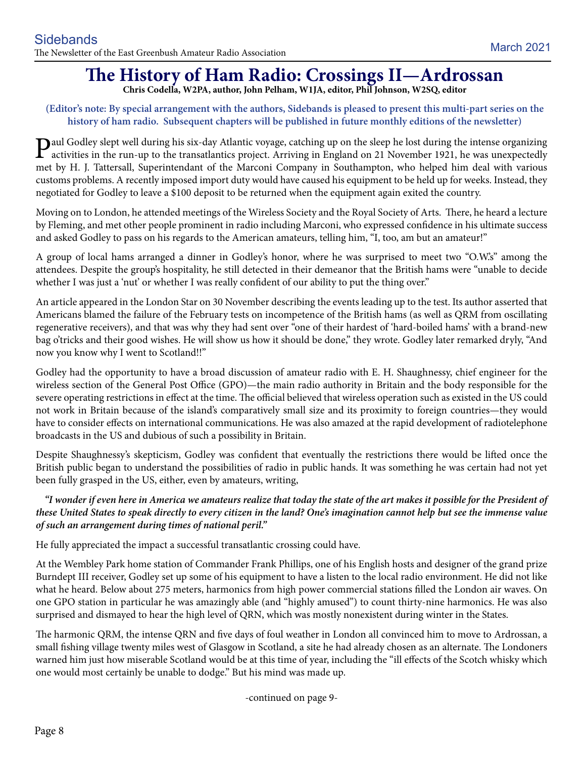# The History of Ham Radio: Crossings II—Ardrossan

**Chris Codella, W2PA, author, John Pelham, W1JA, editor, Phil Johnson, W2SQ, editor**

**(Editor's note: By special arrangement with the authors, Sidebands is pleased to present this multi-part series on the history of ham radio. Subsequent chapters will be published in future monthly editions of the newsletter)**

Paul Godley slept well during his six-day Atlantic voyage, catching up on the sleep he lost during the intense organizing activities in the run-up to the transatlantics project. Arriving in England on 21 November 1921, he was unexpectedly met by H. J. Tattersall, Superintendant of the Marconi Company in Southampton, who helped him deal with various customs problems. A recently imposed import duty would have caused his equipment to be held up for weeks. Instead, they negotiated for Godley to leave a $100 deposit to be returned when the equipment again exited the country.

Moving on to London, he attended meetings of the Wireless Society and the Royal Society of Arts. There, he heard a lecture by Fleming, and met other people prominent in radio including Marconi, who expressed confidence in his ultimate success and asked Godley to pass on his regards to the American amateurs, telling him, "I, too, am but an amateur!"

A group of local hams arranged a dinner in Godley's honor, where he was surprised to meet two "O.W.'s" among the attendees. Despite the group's hospitality, he still detected in their demeanor that the British hams were "unable to decide whether I was just a 'nut' or whether I was really confident of our ability to put the thing over."

An article appeared in the London Star on 30 November describing the events leading up to the test. Its author asserted that Americans blamed the failure of the February tests on incompetence of the British hams (as well as QRM from oscillating regenerative receivers), and that was why they had sent over "one of their hardest of 'hard-boiled hams' with a brand-new bag o'tricks and their good wishes. He will show us how it should be done," they wrote. Godley later remarked dryly, "And now you know why I went to Scotland!!"

Godley had the opportunity to have a broad discussion of amateur radio with E. H. Shaughnessy, chief engineer for the wireless section of the General Post Office (GPO)—the main radio authority in Britain and the body responsible for the severe operating restrictions in effect at the time. The official believed that wireless operation such as existed in the US could not work in Britain because of the island's comparatively small size and its proximity to foreign countries—they would have to consider effects on international communications. He was also amazed at the rapid development of radiotelephone broadcasts in the US and dubious of such a possibility in Britain.

Despite Shaughnessy's skepticism, Godley was confident that eventually the restrictions there would be lifted once the British public began to understand the possibilities of radio in public hands. It was something he was certain had not yet been fully grasped in the US, either, even by amateurs, writing,

> ***"I wonder if even here in America we amateurs realize that today the state of the art makes it possible for the President of these United States to speak directly to every citizen in the land? One's imagination cannot help but see the immense value of such an arrangement during times of national peril."***

He fully appreciated the impact a successful transatlantic crossing could have.

At the Wembley Park home station of Commander Frank Phillips, one of his English hosts and designer of the grand prize Burndept III receiver, Godley set up some of his equipment to have a listen to the local radio environment. He did not like what he heard. Below about 275 meters, harmonics from high power commercial stations filled the London air waves. On one GPO station in particular he was amazingly able (and "highly amused") to count thirty-nine harmonics. He was also surprised and dismayed to hear the high level of QRN, which was mostly nonexistent during winter in the States.

The harmonic QRM, the intense QRN and five days of foul weather in London all convinced him to move to Ardrossan, a small fishing village twenty miles west of Glasgow in Scotland, a site he had already chosen as an alternate. The Londoners warned him just how miserable Scotland would be at this time of year, including the "ill effects of the Scotch whisky which one would most certainly be unable to dodge." But his mind was made up.

-continued on page 9-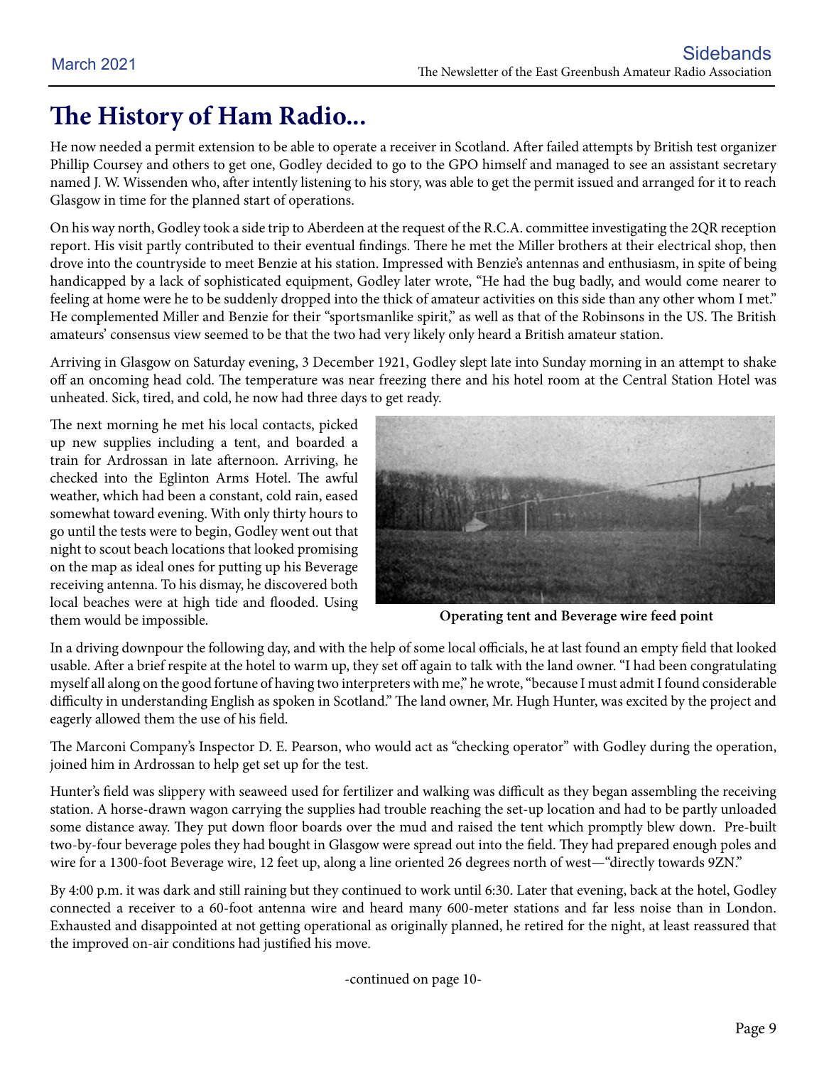# The History of Ham Radio...

He now needed a permit extension to be able to operate a receiver in Scotland. After failed attempts by British test organizer Phillip Coursey and others to get one, Godley decided to go to the GPO himself and managed to see an assistant secretary named J. W. Wissenden who, after intently listening to his story, was able to get the permit issued and arranged for it to reach Glasgow in time for the planned start of operations.

On his way north, Godley took a side trip to Aberdeen at the request of the R.C.A. committee investigating the 2QR reception report. His visit partly contributed to their eventual findings. There he met the Miller brothers at their electrical shop, then drove into the countryside to meet Benzie at his station. Impressed with Benzie's antennas and enthusiasm, in spite of being handicapped by a lack of sophisticated equipment, Godley later wrote, "He had the bug badly, and would come nearer to feeling at home were he to be suddenly dropped into the thick of amateur activities on this side than any other whom I met." He complemented Miller and Benzie for their "sportsmanlike spirit," as well as that of the Robinsons in the US. The British amateurs' consensus view seemed to be that the two had very likely only heard a British amateur station.

Arriving in Glasgow on Saturday evening, 3 December 1921, Godley slept late into Sunday morning in an attempt to shake off an oncoming head cold. The temperature was near freezing there and his hotel room at the Central Station Hotel was unheated. Sick, tired, and cold, he now had three days to get ready.

The next morning he met his local contacts, picked up new supplies including a tent, and boarded a train for Ardrossan in late afternoon. Arriving, he checked into the Eglinton Arms Hotel. The awful weather, which had been a constant, cold rain, eased somewhat toward evening. With only thirty hours to go until the tests were to begin, Godley went out that night to scout beach locations that looked promising on the map as ideal ones for putting up his Beverage receiving antenna. To his dismay, he discovered both local beaches were at high tide and flooded. Using them would be impossible.

**Operating tent and Beverage wire feed point**

In a driving downpour the following day, and with the help of some local officials, he at last found an empty field that looked usable. After a brief respite at the hotel to warm up, they set off again to talk with the land owner. "I had been congratulating myself all along on the good fortune of having two interpreters with me," he wrote, "because I must admit I found considerable difficulty in understanding English as spoken in Scotland." The land owner, Mr. Hugh Hunter, was excited by the project and eagerly allowed them the use of his field.

The Marconi Company's Inspector D. E. Pearson, who would act as "checking operator" with Godley during the operation, joined him in Ardrossan to help get set up for the test.

Hunter's field was slippery with seaweed used for fertilizer and walking was difficult as they began assembling the receiving station. A horse-drawn wagon carrying the supplies had trouble reaching the set-up location and had to be partly unloaded some distance away. They put down floor boards over the mud and raised the tent which promptly blew down. Pre-built two-by-four beverage poles they had bought in Glasgow were spread out into the field. They had prepared enough poles and wire for a 1300-foot Beverage wire, 12 feet up, along a line oriented 26 degrees north of west—"directly towards 9ZN."

By 4:00 p.m. it was dark and still raining but they continued to work until 6:30. Later that evening, back at the hotel, Godley connected a receiver to a 60-foot antenna wire and heard many 600-meter stations and far less noise than in London. Exhausted and disappointed at not getting operational as originally planned, he retired for the night, at least reassured that the improved on-air conditions had justified his move.

-continued on page 10-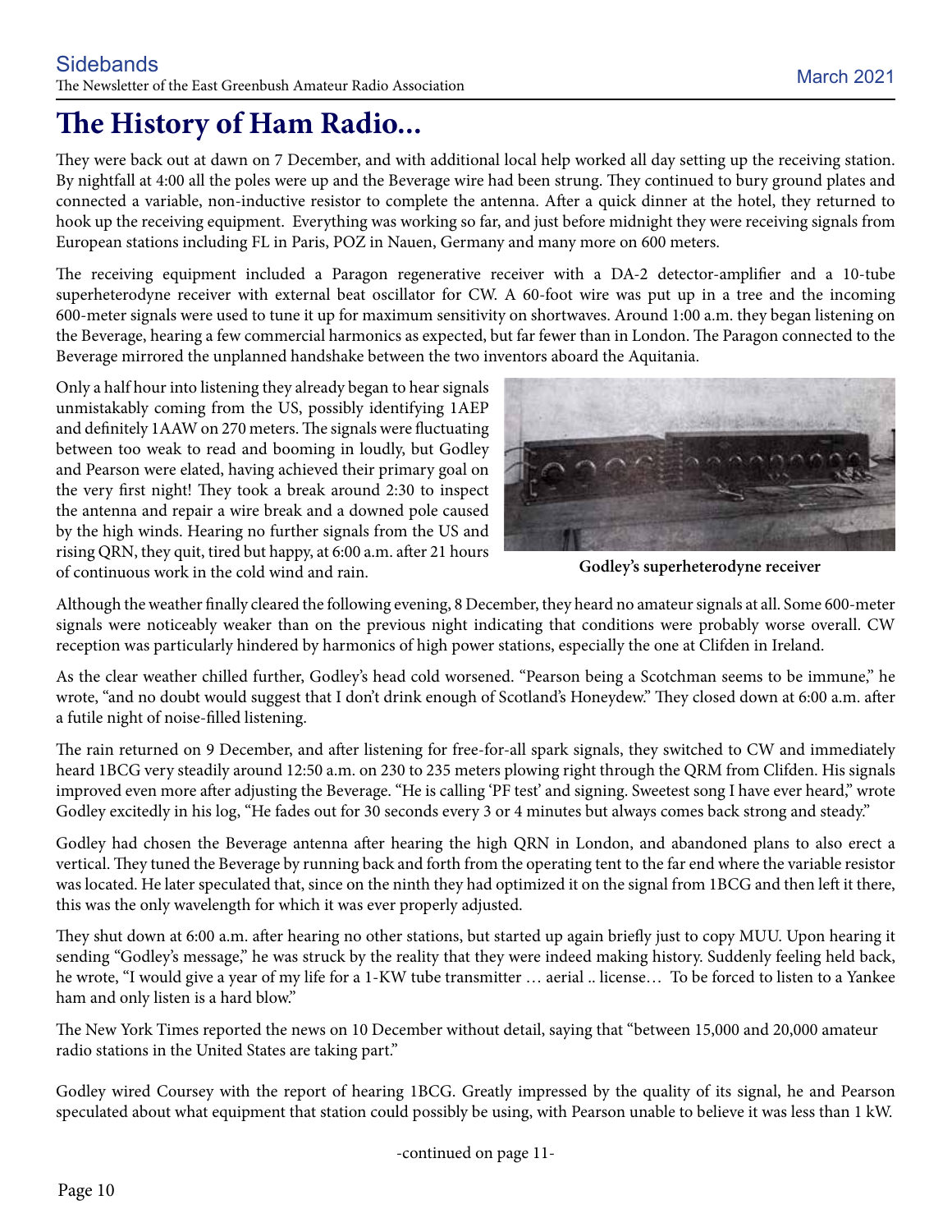# The History of Ham Radio...

They were back out at dawn on 7 December, and with additional local help worked all day setting up the receiving station. By nightfall at 4:00 all the poles were up and the Beverage wire had been strung. They continued to bury ground plates and connected a variable, non-inductive resistor to complete the antenna. After a quick dinner at the hotel, they returned to hook up the receiving equipment. Everything was working so far, and just before midnight they were receiving signals from European stations including FL in Paris, POZ in Nauen, Germany and many more on 600 meters.

The receiving equipment included a Paragon regenerative receiver with a DA-2 detector-amplifier and a 10-tube superheterodyne receiver with external beat oscillator for CW. A 60-foot wire was put up in a tree and the incoming 600-meter signals were used to tune it up for maximum sensitivity on shortwaves. Around 1:00 a.m. they began listening on the Beverage, hearing a few commercial harmonics as expected, but far fewer than in London. The Paragon connected to the Beverage mirrored the unplanned handshake between the two inventors aboard the Aquitania.

Only a half hour into listening they already began to hear signals unmistakably coming from the US, possibly identifying 1AEP and definitely 1AAW on 270 meters. The signals were fluctuating between too weak to read and booming in loudly, but Godley and Pearson were elated, having achieved their primary goal on the very first night! They took a break around 2:30 to inspect the antenna and repair a wire break and a downed pole caused by the high winds. Hearing no further signals from the US and rising QRN, they quit, tired but happy, at 6:00 a.m. after 21 hours of continuous work in the cold wind and rain.

**Godley's superheterodyne receiver**

Although the weather finally cleared the following evening, 8 December, they heard no amateur signals at all. Some 600-meter signals were noticeably weaker than on the previous night indicating that conditions were probably worse overall. CW reception was particularly hindered by harmonics of high power stations, especially the one at Clifden in Ireland.

As the clear weather chilled further, Godley's head cold worsened. "Pearson being a Scotchman seems to be immune," he wrote, "and no doubt would suggest that I don't drink enough of Scotland's Honeydew." They closed down at 6:00 a.m. after a futile night of noise-filled listening.

The rain returned on 9 December, and after listening for free-for-all spark signals, they switched to CW and immediately heard 1BCG very steadily around 12:50 a.m. on 230 to 235 meters plowing right through the QRM from Clifden. His signals improved even more after adjusting the Beverage. "He is calling 'PF test' and signing. Sweetest song I have ever heard," wrote Godley excitedly in his log, "He fades out for 30 seconds every 3 or 4 minutes but always comes back strong and steady."

Godley had chosen the Beverage antenna after hearing the high QRN in London, and abandoned plans to also erect a vertical. They tuned the Beverage by running back and forth from the operating tent to the far end where the variable resistor was located. He later speculated that, since on the ninth they had optimized it on the signal from 1BCG and then left it there, this was the only wavelength for which it was ever properly adjusted.

They shut down at 6:00 a.m. after hearing no other stations, but started up again briefly just to copy MUU. Upon hearing it sending "Godley's message," he was struck by the reality that they were indeed making history. Suddenly feeling held back, he wrote, "I would give a year of my life for a 1-KW tube transmitter … aerial .. license… To be forced to listen to a Yankee ham and only listen is a hard blow."

The New York Times reported the news on 10 December without detail, saying that "between 15,000 and 20,000 amateur radio stations in the United States are taking part."

Godley wired Coursey with the report of hearing 1BCG. Greatly impressed by the quality of its signal, he and Pearson speculated about what equipment that station could possibly be using, with Pearson unable to believe it was less than 1 kW.

-continued on page 11-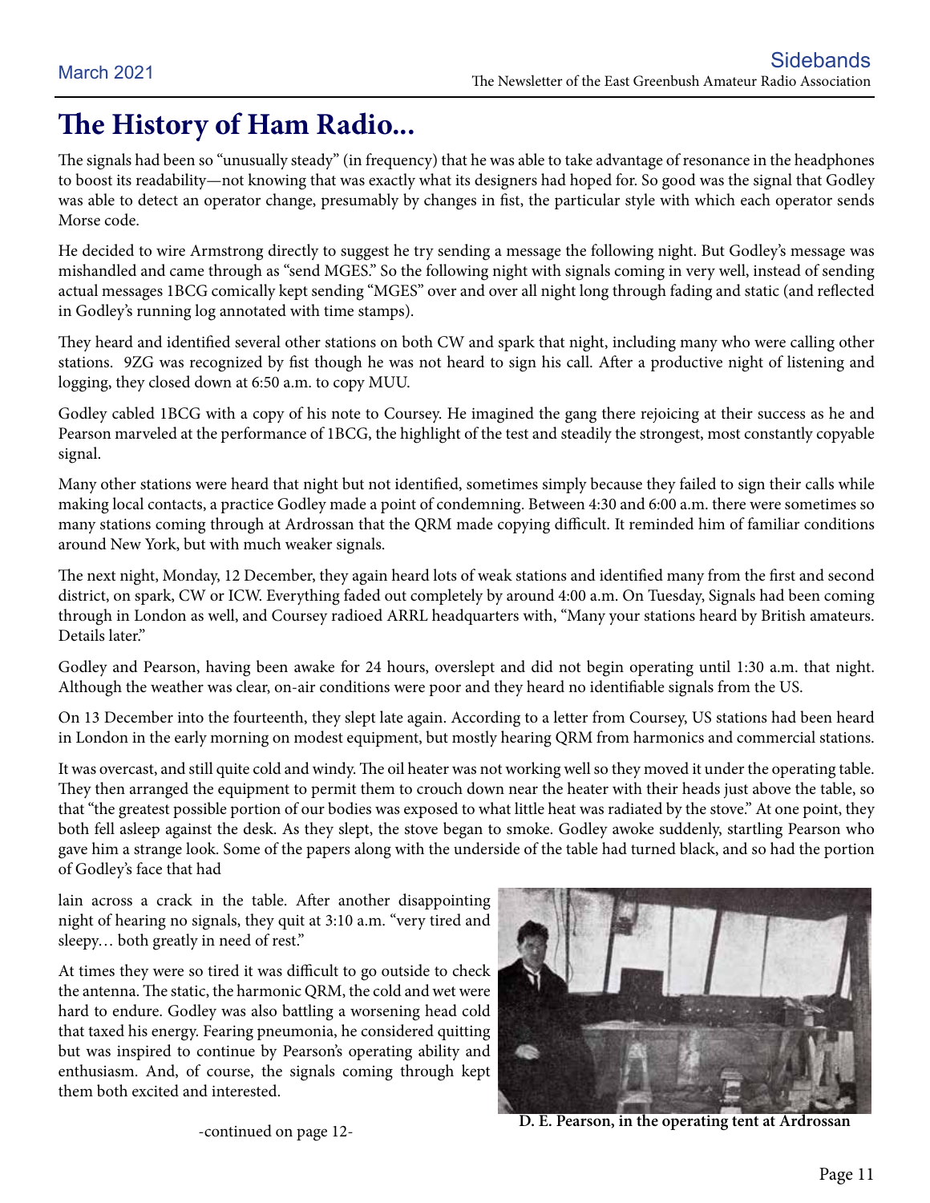# The History of Ham Radio...

The signals had been so "unusually steady" (in frequency) that he was able to take advantage of resonance in the headphones to boost its readability—not knowing that was exactly what its designers had hoped for. So good was the signal that Godley was able to detect an operator change, presumably by changes in fist, the particular style with which each operator sends Morse code.

He decided to wire Armstrong directly to suggest he try sending a message the following night. But Godley's message was mishandled and came through as "send MGES." So the following night with signals coming in very well, instead of sending actual messages 1BCG comically kept sending "MGES" over and over all night long through fading and static (and reflected in Godley's running log annotated with time stamps).

They heard and identified several other stations on both CW and spark that night, including many who were calling other stations. 9ZG was recognized by fist though he was not heard to sign his call. After a productive night of listening and logging, they closed down at 6:50 a.m. to copy MUU.

Godley cabled 1BCG with a copy of his note to Coursey. He imagined the gang there rejoicing at their success as he and Pearson marveled at the performance of 1BCG, the highlight of the test and steadily the strongest, most constantly copyable signal.

Many other stations were heard that night but not identified, sometimes simply because they failed to sign their calls while making local contacts, a practice Godley made a point of condemning. Between 4:30 and 6:00 a.m. there were sometimes so many stations coming through at Ardrossan that the QRM made copying difficult. It reminded him of familiar conditions around New York, but with much weaker signals.

The next night, Monday, 12 December, they again heard lots of weak stations and identified many from the first and second district, on spark, CW or ICW. Everything faded out completely by around 4:00 a.m. On Tuesday, Signals had been coming through in London as well, and Coursey radioed ARRL headquarters with, "Many your stations heard by British amateurs. Details later."

Godley and Pearson, having been awake for 24 hours, overslept and did not begin operating until 1:30 a.m. that night. Although the weather was clear, on-air conditions were poor and they heard no identifiable signals from the US.

On 13 December into the fourteenth, they slept late again. According to a letter from Coursey, US stations had been heard in London in the early morning on modest equipment, but mostly hearing QRM from harmonics and commercial stations.

It was overcast, and still quite cold and windy. The oil heater was not working well so they moved it under the operating table. They then arranged the equipment to permit them to crouch down near the heater with their heads just above the table, so that "the greatest possible portion of our bodies was exposed to what little heat was radiated by the stove." At one point, they both fell asleep against the desk. As they slept, the stove began to smoke. Godley awoke suddenly, startling Pearson who gave him a strange look. Some of the papers along with the underside of the table had turned black, and so had the portion of Godley's face that had lain across a crack in the table. After another disappointing night of hearing no signals, they quit at 3:10 a.m. "very tired and sleepy… both greatly in need of rest."

At times they were so tired it was difficult to go outside to check the antenna. The static, the harmonic QRM, the cold and wet were hard to endure. Godley was also battling a worsening head cold that taxed his energy. Fearing pneumonia, he considered quitting but was inspired to continue by Pearson's operating ability and enthusiasm. And, of course, the signals coming through kept them both excited and interested.

**D. E. Pearson, in the operating tent at Ardrossan**

-continued on page 12-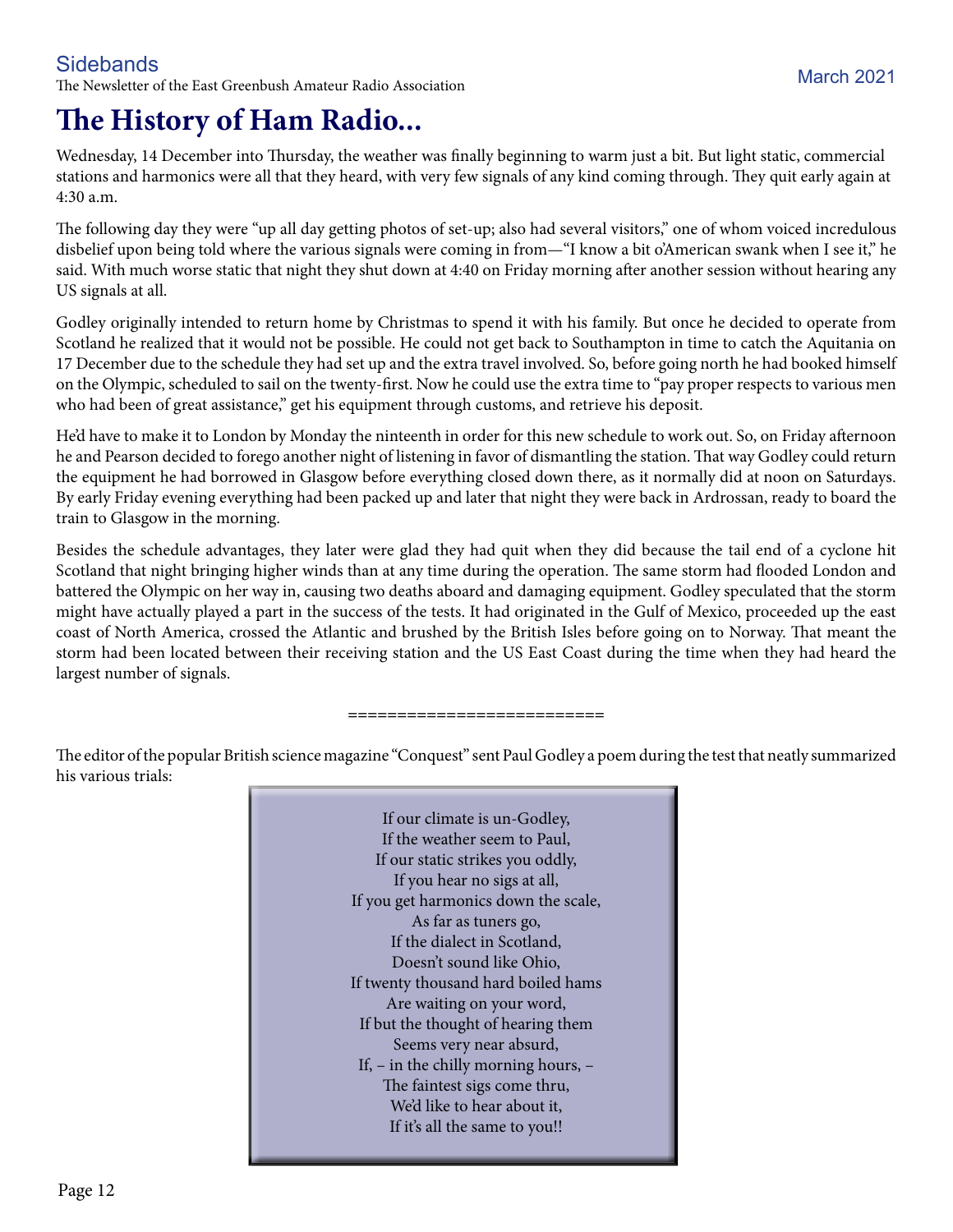# The History of Ham Radio...

Wednesday, 14 December into Thursday, the weather was finally beginning to warm just a bit. But light static, commercial stations and harmonics were all that they heard, with very few signals of any kind coming through. They quit early again at 4:30 a.m.

The following day they were "up all day getting photos of set-up; also had several visitors," one of whom voiced incredulous disbelief upon being told where the various signals were coming in from—"I know a bit o'American swank when I see it," he said. With much worse static that night they shut down at 4:40 on Friday morning after another session without hearing any US signals at all.

Godley originally intended to return home by Christmas to spend it with his family. But once he decided to operate from Scotland he realized that it would not be possible. He could not get back to Southampton in time to catch the Aquitania on 17 December due to the schedule they had set up and the extra travel involved. So, before going north he had booked himself on the Olympic, scheduled to sail on the twenty-first. Now he could use the extra time to "pay proper respects to various men who had been of great assistance," get his equipment through customs, and retrieve his deposit.

He'd have to make it to London by Monday the ninteenth in order for this new schedule to work out. So, on Friday afternoon he and Pearson decided to forego another night of listening in favor of dismantling the station. That way Godley could return the equipment he had borrowed in Glasgow before everything closed down there, as it normally did at noon on Saturdays. By early Friday evening everything had been packed up and later that night they were back in Ardrossan, ready to board the train to Glasgow in the morning.

Besides the schedule advantages, they later were glad they had quit when they did because the tail end of a cyclone hit Scotland that night bringing higher winds than at any time during the operation. The same storm had flooded London and battered the Olympic on her way in, causing two deaths aboard and damaging equipment. Godley speculated that the storm might have actually played a part in the success of the tests. It had originated in the Gulf of Mexico, proceeded up the east coast of North America, crossed the Atlantic and brushed by the British Isles before going on to Norway. That meant the storm had been located between their receiving station and the US East Coast during the time when they had heard the largest number of signals.

==========================

The editor of the popular British science magazine "Conquest" sent Paul Godley a poem during the test that neatly summarized his various trials:

> If our climate is un-Godley,
> If the weather seem to Paul,
> If our static strikes you oddly,
> If you hear no sigs at all,
> If you get harmonics down the scale,
> As far as tuners go,
> If the dialect in Scotland,
> Doesn't sound like Ohio,
> If twenty thousand hard boiled hams
> Are waiting on your word,
> If but the thought of hearing them
> Seems very near absurd,
> If, – in the chilly morning hours, –
> The faintest sigs come thru,
> We'd like to hear about it,
> If it's all the same to you!!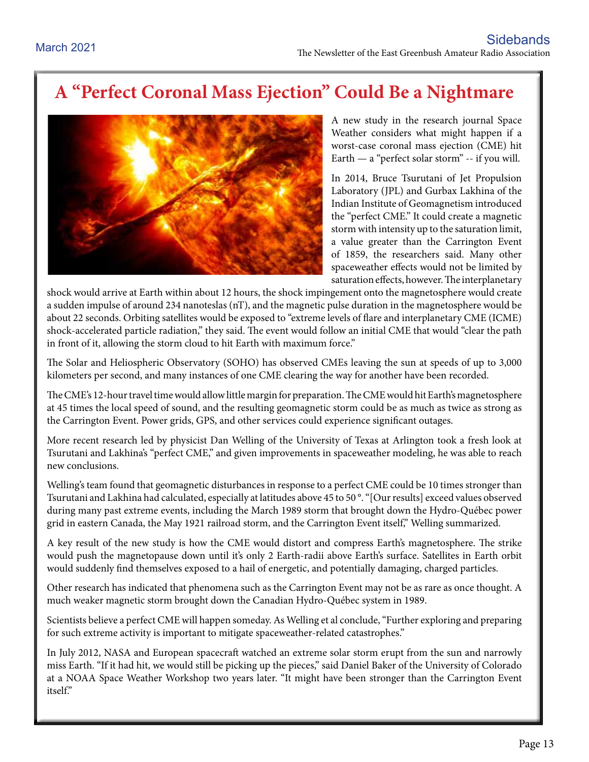# A "Perfect Coronal Mass Ejection" Could Be a Nightmare

A new study in the research journal Space Weather considers what might happen if a worst-case coronal mass ejection (CME) hit Earth — a "perfect solar storm" -- if you will.

In 2014, Bruce Tsurutani of Jet Propulsion Laboratory (JPL) and Gurbax Lakhina of the Indian Institute of Geomagnetism introduced the "perfect CME." It could create a magnetic storm with intensity up to the saturation limit, a value greater than the Carrington Event of 1859, the researchers said. Many other spaceweather effects would not be limited by saturation effects, however. The interplanetary shock would arrive at Earth within about 12 hours, the shock impingement onto the magnetosphere would create a sudden impulse of around 234 nanoteslas (nT), and the magnetic pulse duration in the magnetosphere would be about 22 seconds. Orbiting satellites would be exposed to "extreme levels of flare and interplanetary CME (ICME) shock-accelerated particle radiation," they said. The event would follow an initial CME that would "clear the path in front of it, allowing the storm cloud to hit Earth with maximum force."

The Solar and Heliospheric Observatory (SOHO) has observed CMEs leaving the sun at speeds of up to 3,000 kilometers per second, and many instances of one CME clearing the way for another have been recorded.

The CME's 12-hour travel time would allow little margin for preparation. The CME would hit Earth's magnetosphere at 45 times the local speed of sound, and the resulting geomagnetic storm could be as much as twice as strong as the Carrington Event. Power grids, GPS, and other services could experience significant outages.

More recent research led by physicist Dan Welling of the University of Texas at Arlington took a fresh look at Tsurutani and Lakhina's "perfect CME," and given improvements in spaceweather modeling, he was able to reach new conclusions.

Welling's team found that geomagnetic disturbances in response to a perfect CME could be 10 times stronger than Tsurutani and Lakhina had calculated, especially at latitudes above 45 to 50 °. "[Our results] exceed values observed during many past extreme events, including the March 1989 storm that brought down the Hydro-Québec power grid in eastern Canada, the May 1921 railroad storm, and the Carrington Event itself," Welling summarized.

A key result of the new study is how the CME would distort and compress Earth's magnetosphere. The strike would push the magnetopause down until it's only 2 Earth-radii above Earth's surface. Satellites in Earth orbit would suddenly find themselves exposed to a hail of energetic, and potentially damaging, charged particles.

Other research has indicated that phenomena such as the Carrington Event may not be as rare as once thought. A much weaker magnetic storm brought down the Canadian Hydro-Québec system in 1989.

Scientists believe a perfect CME will happen someday. As Welling et al conclude, "Further exploring and preparing for such extreme activity is important to mitigate spaceweather-related catastrophes."

In July 2012, NASA and European spacecraft watched an extreme solar storm erupt from the sun and narrowly miss Earth. "If it had hit, we would still be picking up the pieces," said Daniel Baker of the University of Colorado at a NOAA Space Weather Workshop two years later. "It might have been stronger than the Carrington Event itself."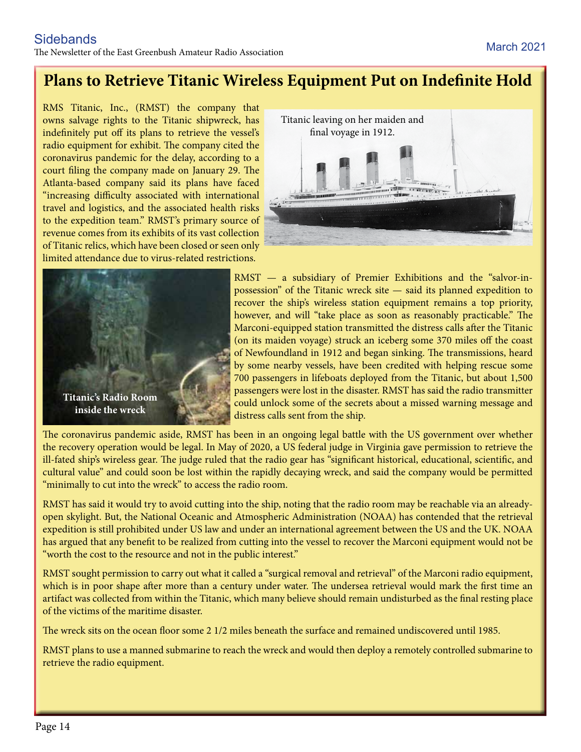# Plans to Retrieve Titanic Wireless Equipment Put on Indefinite Hold

RMS Titanic, Inc., (RMST) the company that owns salvage rights to the Titanic shipwreck, has indefinitely put off its plans to retrieve the vessel's radio equipment for exhibit. The company cited the coronavirus pandemic for the delay, according to a court filing the company made on January 29. The Atlanta-based company said its plans have faced "increasing difficulty associated with international travel and logistics, and the associated health risks to the expedition team." RMST's primary source of revenue comes from its exhibits of its vast collection of Titanic relics, which have been closed or seen only limited attendance due to virus-related restrictions.

Titanic leaving on her maiden and final voyage in 1912.

Titanic's Radio Room inside the wreck

RMST — a subsidiary of Premier Exhibitions and the "salvor-in-possession" of the Titanic wreck site — said its planned expedition to recover the ship's wireless station equipment remains a top priority, however, and will "take place as soon as reasonably practicable." The Marconi-equipped station transmitted the distress calls after the Titanic (on its maiden voyage) struck an iceberg some 370 miles off the coast of Newfoundland in 1912 and began sinking. The transmissions, heard by some nearby vessels, have been credited with helping rescue some 700 passengers in lifeboats deployed from the Titanic, but about 1,500 passengers were lost in the disaster. RMST has said the radio transmitter could unlock some of the secrets about a missed warning message and distress calls sent from the ship.

The coronavirus pandemic aside, RMST has been in an ongoing legal battle with the US government over whether the recovery operation would be legal. In May of 2020, a US federal judge in Virginia gave permission to retrieve the ill-fated ship's wireless gear. The judge ruled that the radio gear has "significant historical, educational, scientific, and cultural value" and could soon be lost within the rapidly decaying wreck, and said the company would be permitted "minimally to cut into the wreck" to access the radio room.

RMST has said it would try to avoid cutting into the ship, noting that the radio room may be reachable via an already-open skylight. But, the National Oceanic and Atmospheric Administration (NOAA) has contended that the retrieval expedition is still prohibited under US law and under an international agreement between the US and the UK. NOAA has argued that any benefit to be realized from cutting into the vessel to recover the Marconi equipment would not be "worth the cost to the resource and not in the public interest."

RMST sought permission to carry out what it called a "surgical removal and retrieval" of the Marconi radio equipment, which is in poor shape after more than a century under water. The undersea retrieval would mark the first time an artifact was collected from within the Titanic, which many believe should remain undisturbed as the final resting place of the victims of the maritime disaster.

The wreck sits on the ocean floor some 2 1/2 miles beneath the surface and remained undiscovered until 1985.

RMST plans to use a manned submarine to reach the wreck and would then deploy a remotely controlled submarine to retrieve the radio equipment.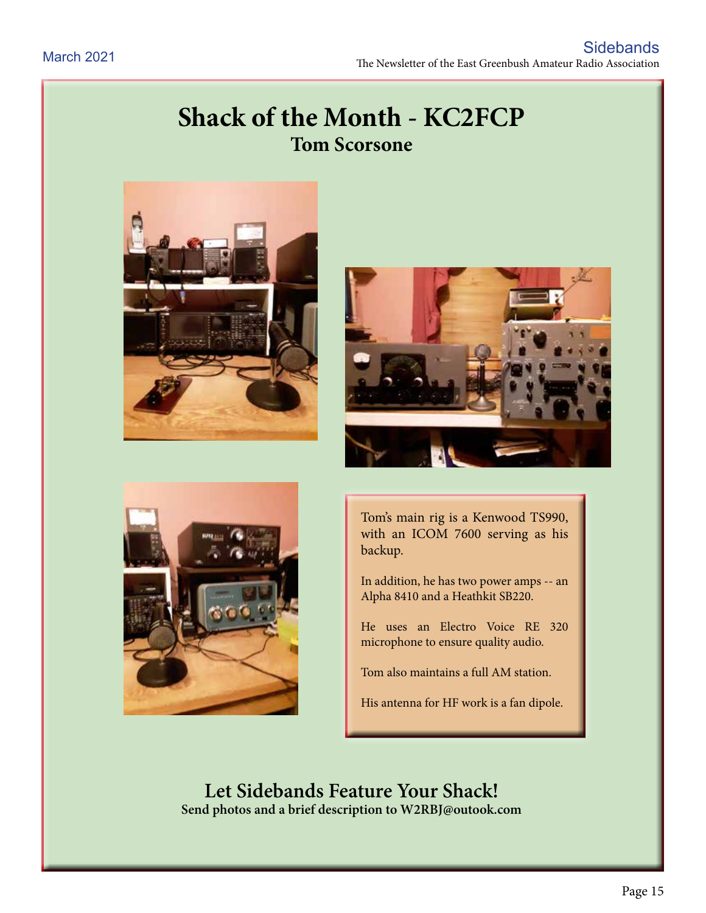# Shack of the Month - KC2FCP

## Tom Scorsone

Tom's main rig is a Kenwood TS990, with an ICOM 7600 serving as his backup.

In addition, he has two power amps -- an Alpha 8410 and a Heathkit SB220.

He uses an Electro Voice RE 320 microphone to ensure quality audio.

Tom also maintains a full AM station.

His antenna for HF work is a fan dipole.

## Let Sidebands Feature Your Shack!

**Send photos and a brief description to W2RBJ@outook.com**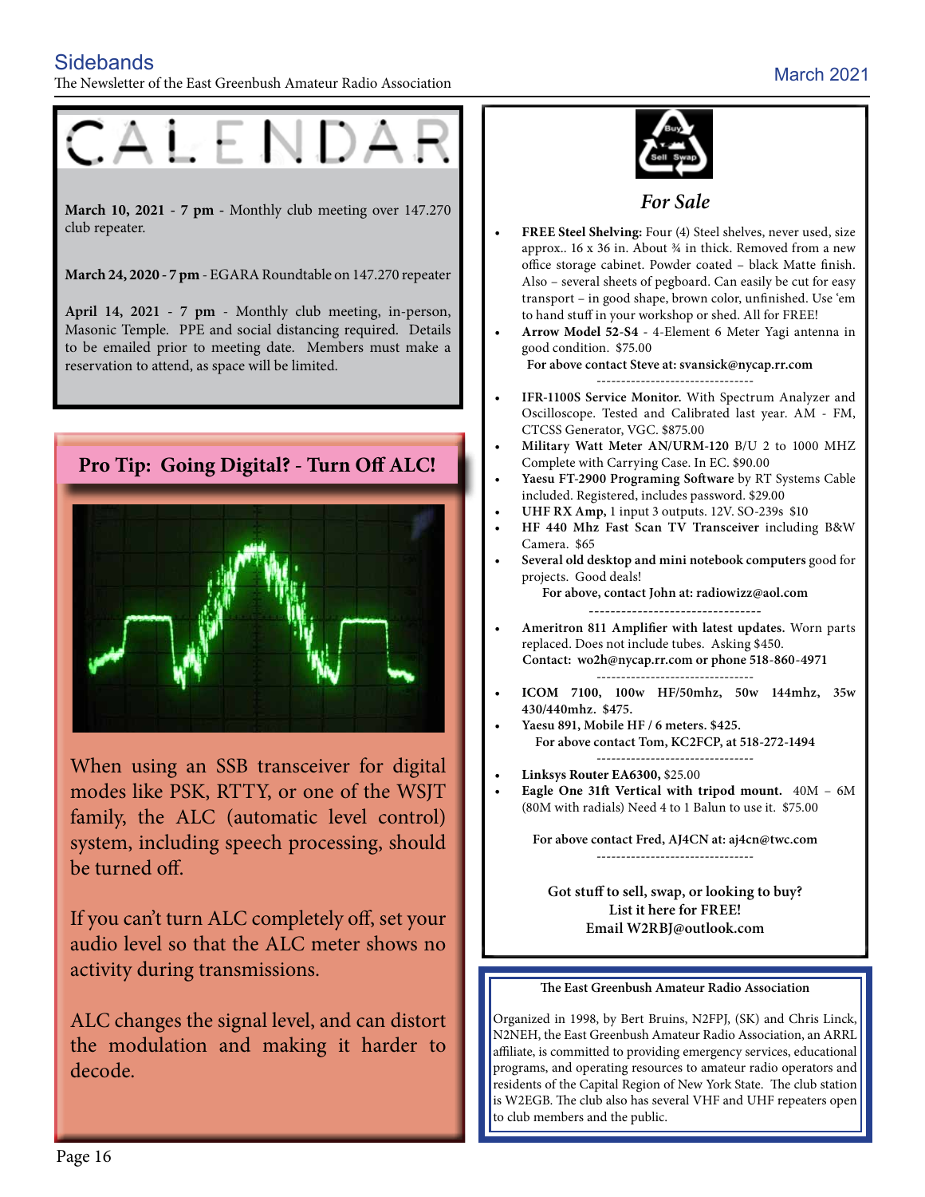# CALENDAR

**March 10, 2021 - 7 pm** - Monthly club meeting over 147.270 club repeater.

**March 24, 2020 - 7 pm** - EGARA Roundtable on 147.270 repeater

**April 14, 2021 - 7 pm** - Monthly club meeting, in-person, Masonic Temple. PPE and social distancing required. Details to be emailed prior to meeting date. Members must make a reservation to attend, as space will be limited.

## Pro Tip: Going Digital? - Turn Off ALC!

When using an SSB transceiver for digital modes like PSK, RTTY, or one of the WSJT family, the ALC (automatic level control) system, including speech processing, should be turned off.

If you can't turn ALC completely off, set your audio level so that the ALC meter shows no activity during transmissions.

ALC changes the signal level, and can distort the modulation and making it harder to decode.

## *For Sale*

- **FREE Steel Shelving:** Four (4) Steel shelves, never used, size approx.. 16 x 36 in. About ¾ in thick. Removed from a new office storage cabinet. Powder coated – black Matte finish. Also – several sheets of pegboard. Can easily be cut for easy transport – in good shape, brown color, unfinished. Use 'em to hand stuff in your workshop or shed. All for FREE!
- **Arrow Model 52-S4** - 4-Element 6 Meter Yagi antenna in good condition. $75.00

**For above contact Steve at: svansick@nycap.rr.com**

--------------------------------

- **IFR-1100S Service Monitor.** With Spectrum Analyzer and Oscilloscope. Tested and Calibrated last year. AM - FM, CTCSS Generator, VGC. $875.00
- **Military Watt Meter AN/URM-120** B/U 2 to 1000 MHZ Complete with Carrying Case. In EC. $90.00
- **Yaesu FT-2900 Programing Software** by RT Systems Cable included. Registered, includes password. $29.00
- **UHF RX Amp,** 1 input 3 outputs. 12V. SO-239s $10
- **HF 440 Mhz Fast Scan TV Transceiver** including B&W Camera. $65
- **Several old desktop and mini notebook computers** good for projects. Good deals!

**For above, contact John at: radiowizz@aol.com**

--------------------------------

- **Ameritron 811 Amplifier with latest updates.** Worn parts replaced. Does not include tubes. Asking $450.

**Contact: wo2h@nycap.rr.com or phone 518-860-4971**

--------------------------------

- **ICOM 7100, 100w HF/50mhz, 50w 144mhz, 35w 430/440mhz. $475.**
- **Yaesu 891, Mobile HF / 6 meters. $425.**

**For above contact Tom, KC2FCP, at 518-272-1494**

--------------------------------

- **Linksys Router EA6300,** $25.00
- **Eagle One 31ft Vertical with tripod mount.** 40M – 6M (80M with radials) Need 4 to 1 Balun to use it. $75.00

**For above contact Fred, AJ4CN at: aj4cn@twc.com**

--------------------------------

**Got stuff to sell, swap, or looking to buy?**
**List it here for FREE!**
**Email W2RBJ@outlook.com**

**The East Greenbush Amateur Radio Association**

Organized in 1998, by Bert Bruins, N2FPJ, (SK) and Chris Linck, N2NEH, the East Greenbush Amateur Radio Association, an ARRL affiliate, is committed to providing emergency services, educational programs, and operating resources to amateur radio operators and residents of the Capital Region of New York State. The club station is W2EGB. The club also has several VHF and UHF repeaters open to club members and the public.